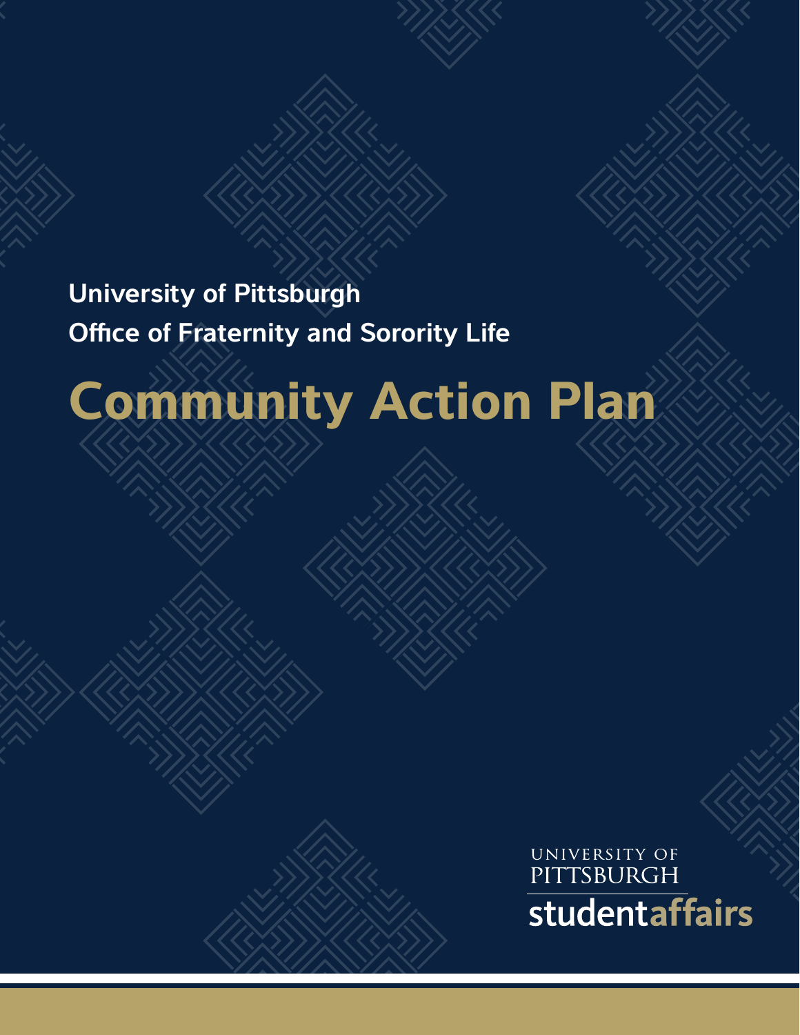**University of Pittsburgh**

**Office of Fraternity and Sorority Life**

# Community Action Plan

UNIVERSITY OF PITTSBURGH

studentaffairs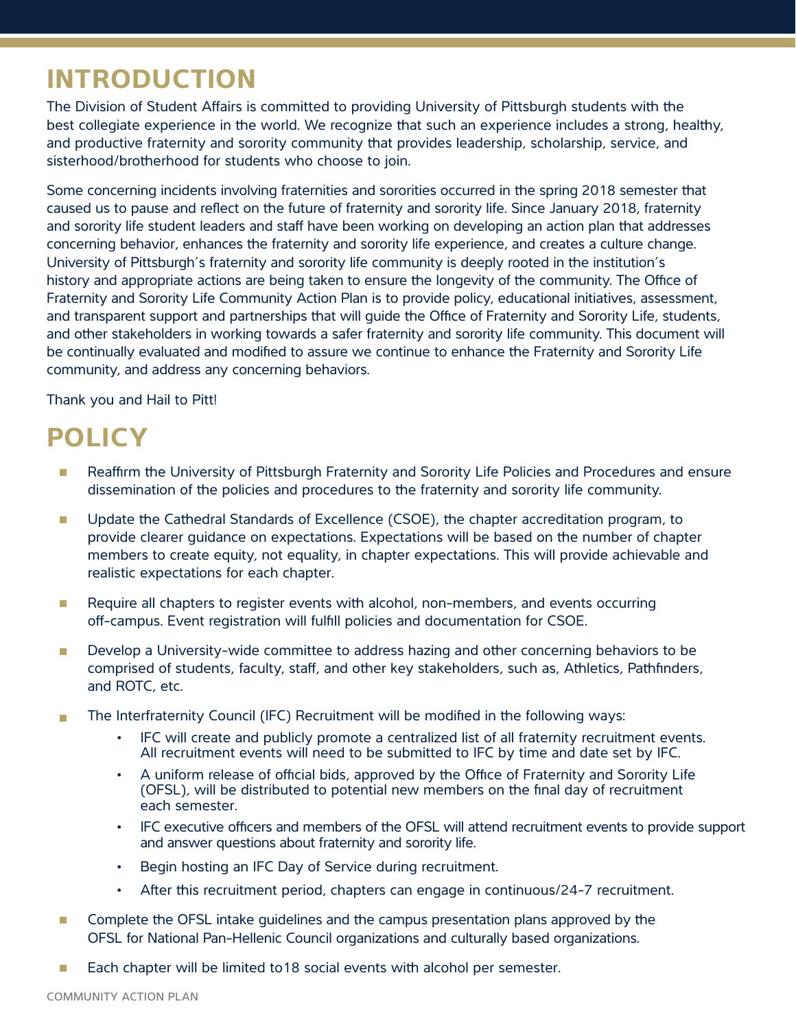## INTRODUCTION

The Division of Student Affairs is committed to providing University of Pittsburgh students with the best collegiate experience in the world. We recognize that such an experience includes a strong, healthy, and productive fraternity and sorority community that provides leadership, scholarship, service, and sisterhood/brotherhood for students who choose to join.

Some concerning incidents involving fraternities and sororities occurred in the spring 2018 semester that caused us to pause and reflect on the future of fraternity and sorority life. Since January 2018, fraternity and sorority life student leaders and staff have been working on developing an action plan that addresses concerning behavior, enhances the fraternity and sorority life experience, and creates a culture change. University of Pittsburgh's fraternity and sorority life community is deeply rooted in the institution's history and appropriate actions are being taken to ensure the longevity of the community. The Office of Fraternity and Sorority Life Community Action Plan is to provide policy, educational initiatives, assessment, and transparent support and partnerships that will guide the Office of Fraternity and Sorority Life, students, and other stakeholders in working towards a safer fraternity and sorority life community. This document will be continually evaluated and modified to assure we continue to enhance the Fraternity and Sorority Life community, and address any concerning behaviors.

Thank you and Hail to Pitt!

## POLICY

- Reaffirm the University of Pittsburgh Fraternity and Sorority Life Policies and Procedures and ensure dissemination of the policies and procedures to the fraternity and sorority life community.
- Update the Cathedral Standards of Excellence (CSOE), the chapter accreditation program, to provide clearer guidance on expectations. Expectations will be based on the number of chapter members to create equity, not equality, in chapter expectations. This will provide achievable and realistic expectations for each chapter.
- Require all chapters to register events with alcohol, non-members, and events occurring off-campus. Event registration will fulfill policies and documentation for CSOE.
- Develop a University-wide committee to address hazing and other concerning behaviors to be comprised of students, faculty, staff, and other key stakeholders, such as, Athletics, Pathfinders, and ROTC, etc.
- The Interfraternity Council (IFC) Recruitment will be modified in the following ways:
  - IFC will create and publicly promote a centralized list of all fraternity recruitment events. All recruitment events will need to be submitted to IFC by time and date set by IFC.
  - A uniform release of official bids, approved by the Office of Fraternity and Sorority Life (OFSL), will be distributed to potential new members on the final day of recruitment each semester.
  - IFC executive officers and members of the OFSL will attend recruitment events to provide support and answer questions about fraternity and sorority life.
  - Begin hosting an IFC Day of Service during recruitment.
  - After this recruitment period, chapters can engage in continuous/24-7 recruitment.
- Complete the OFSL intake guidelines and the campus presentation plans approved by the OFSL for National Pan-Hellenic Council organizations and culturally based organizations.
- Each chapter will be limited to18 social events with alcohol per semester.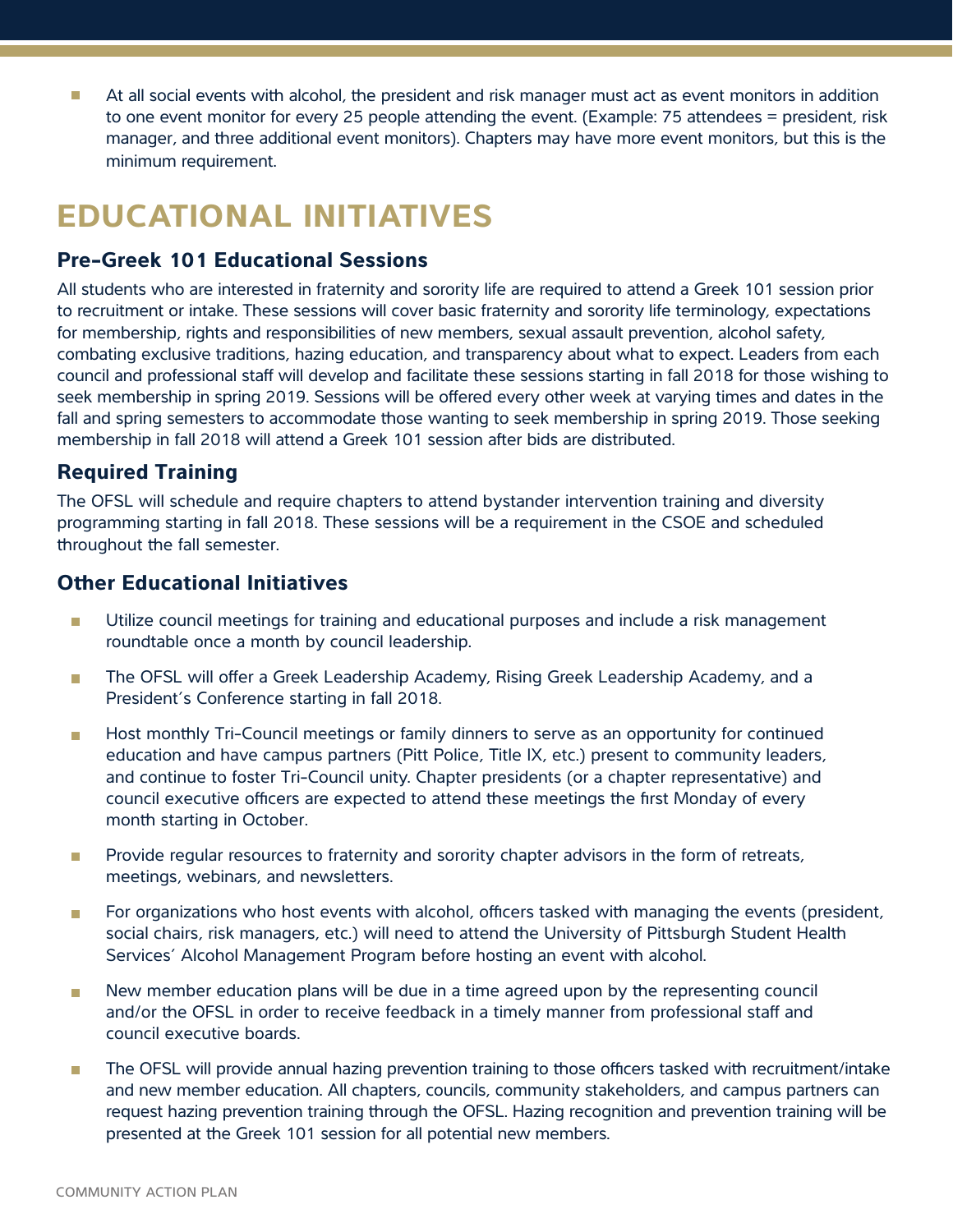- At all social events with alcohol, the president and risk manager must act as event monitors in addition to one event monitor for every 25 people attending the event. (Example: 75 attendees = president, risk manager, and three additional event monitors). Chapters may have more event monitors, but this is the minimum requirement.

# EDUCATIONAL INITIATIVES

### Pre-Greek 101 Educational Sessions

All students who are interested in fraternity and sorority life are required to attend a Greek 101 session prior to recruitment or intake. These sessions will cover basic fraternity and sorority life terminology, expectations for membership, rights and responsibilities of new members, sexual assault prevention, alcohol safety, combating exclusive traditions, hazing education, and transparency about what to expect. Leaders from each council and professional staff will develop and facilitate these sessions starting in fall 2018 for those wishing to seek membership in spring 2019. Sessions will be offered every other week at varying times and dates in the fall and spring semesters to accommodate those wanting to seek membership in spring 2019. Those seeking membership in fall 2018 will attend a Greek 101 session after bids are distributed.

### Required Training

The OFSL will schedule and require chapters to attend bystander intervention training and diversity programming starting in fall 2018. These sessions will be a requirement in the CSOE and scheduled throughout the fall semester.

### Other Educational Initiatives

- Utilize council meetings for training and educational purposes and include a risk management roundtable once a month by council leadership.
- The OFSL will offer a Greek Leadership Academy, Rising Greek Leadership Academy, and a President's Conference starting in fall 2018.
- Host monthly Tri-Council meetings or family dinners to serve as an opportunity for continued education and have campus partners (Pitt Police, Title IX, etc.) present to community leaders, and continue to foster Tri-Council unity. Chapter presidents (or a chapter representative) and council executive officers are expected to attend these meetings the first Monday of every month starting in October.
- Provide regular resources to fraternity and sorority chapter advisors in the form of retreats, meetings, webinars, and newsletters.
- For organizations who host events with alcohol, officers tasked with managing the events (president, social chairs, risk managers, etc.) will need to attend the University of Pittsburgh Student Health Services' Alcohol Management Program before hosting an event with alcohol.
- New member education plans will be due in a time agreed upon by the representing council and/or the OFSL in order to receive feedback in a timely manner from professional staff and council executive boards.
- The OFSL will provide annual hazing prevention training to those officers tasked with recruitment/intake and new member education. All chapters, councils, community stakeholders, and campus partners can request hazing prevention training through the OFSL. Hazing recognition and prevention training will be presented at the Greek 101 session for all potential new members.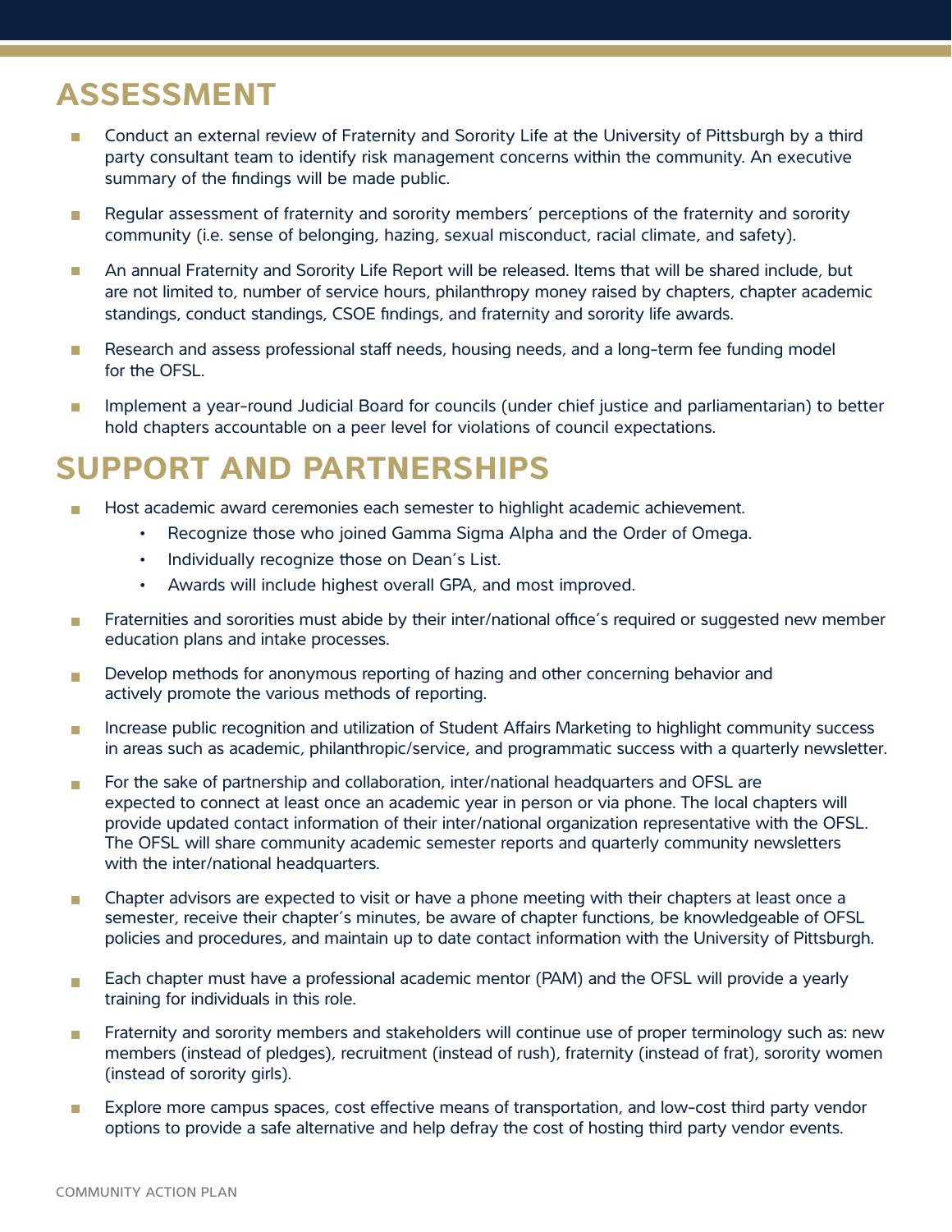## ASSESSMENT

- Conduct an external review of Fraternity and Sorority Life at the University of Pittsburgh by a third party consultant team to identify risk management concerns within the community. An executive summary of the findings will be made public.
- Regular assessment of fraternity and sorority members' perceptions of the fraternity and sorority community (i.e. sense of belonging, hazing, sexual misconduct, racial climate, and safety).
- An annual Fraternity and Sorority Life Report will be released. Items that will be shared include, but are not limited to, number of service hours, philanthropy money raised by chapters, chapter academic standings, conduct standings, CSOE findings, and fraternity and sorority life awards.
- Research and assess professional staff needs, housing needs, and a long-term fee funding model for the OFSL.
- Implement a year-round Judicial Board for councils (under chief justice and parliamentarian) to better hold chapters accountable on a peer level for violations of council expectations.

## SUPPORT AND PARTNERSHIPS

- Host academic award ceremonies each semester to highlight academic achievement.
  - Recognize those who joined Gamma Sigma Alpha and the Order of Omega.
  - Individually recognize those on Dean's List.
  - Awards will include highest overall GPA, and most improved.
- Fraternities and sororities must abide by their inter/national office's required or suggested new member education plans and intake processes.
- Develop methods for anonymous reporting of hazing and other concerning behavior and actively promote the various methods of reporting.
- Increase public recognition and utilization of Student Affairs Marketing to highlight community success in areas such as academic, philanthropic/service, and programmatic success with a quarterly newsletter.
- For the sake of partnership and collaboration, inter/national headquarters and OFSL are expected to connect at least once an academic year in person or via phone. The local chapters will provide updated contact information of their inter/national organization representative with the OFSL. The OFSL will share community academic semester reports and quarterly community newsletters with the inter/national headquarters.
- Chapter advisors are expected to visit or have a phone meeting with their chapters at least once a semester, receive their chapter's minutes, be aware of chapter functions, be knowledgeable of OFSL policies and procedures, and maintain up to date contact information with the University of Pittsburgh.
- Each chapter must have a professional academic mentor (PAM) and the OFSL will provide a yearly training for individuals in this role.
- Fraternity and sorority members and stakeholders will continue use of proper terminology such as: new members (instead of pledges), recruitment (instead of rush), fraternity (instead of frat), sorority women (instead of sorority girls).
- Explore more campus spaces, cost effective means of transportation, and low-cost third party vendor options to provide a safe alternative and help defray the cost of hosting third party vendor events.